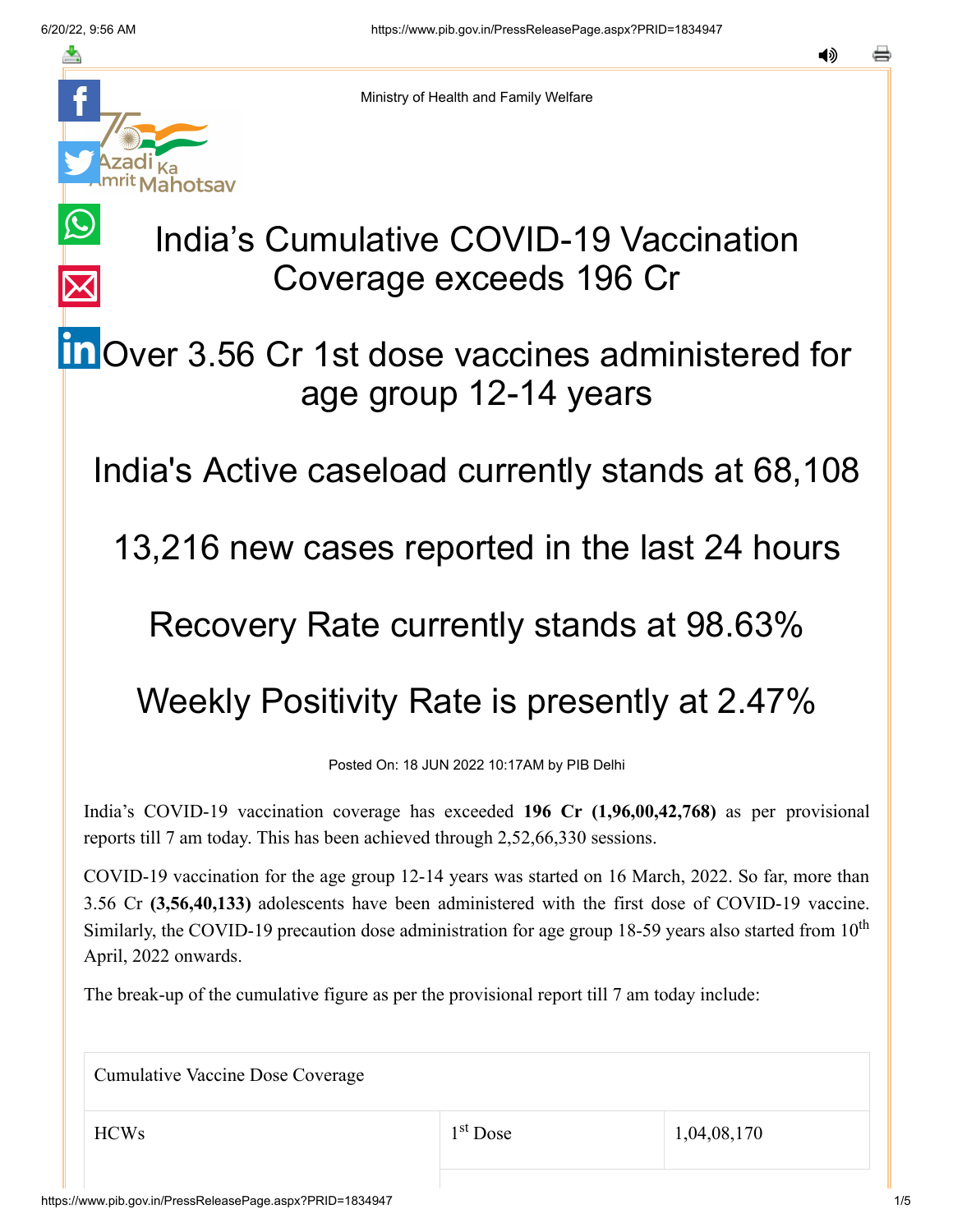Ministry of Health and Family Welfare

# India's Cumulative COVID-19 Vaccination Coverage exceeds 196 Cr

## Over 3.56 Cr 1st dose vaccines administered for age group 12-14 years

## India's Active caseload currently stands at 68,108

## 13,216 new cases reported in the last 24 hours

## Recovery Rate currently stands at 98.63%

## Weekly Positivity Rate is presently at 2.47%

Posted On: 18 JUN 2022 10:17AM by PIB Delhi

India's COVID-19 vaccination coverage has exceeded **196 Cr (1,96,00,42,768)** as per provisional reports till 7 am today. This has been achieved through 2,52,66,330 sessions.

COVID-19 vaccination for the age group 12-14 years was started on 16 March, 2022. So far, more than 3.56 Cr **(3,56,40,133)** adolescents have been administered with the first dose of COVID-19 vaccine. Similarly, the COVID-19 precaution dose administration for age group 18-59 years also started from 10th April, 2022 onwards.

The break-up of the cumulative figure as per the provisional report till 7 am today include:

| Cumulative Vaccine Dose Coverage | | |
|---|---|---|
| HCWs | 1st Dose | 1,04,08,170 |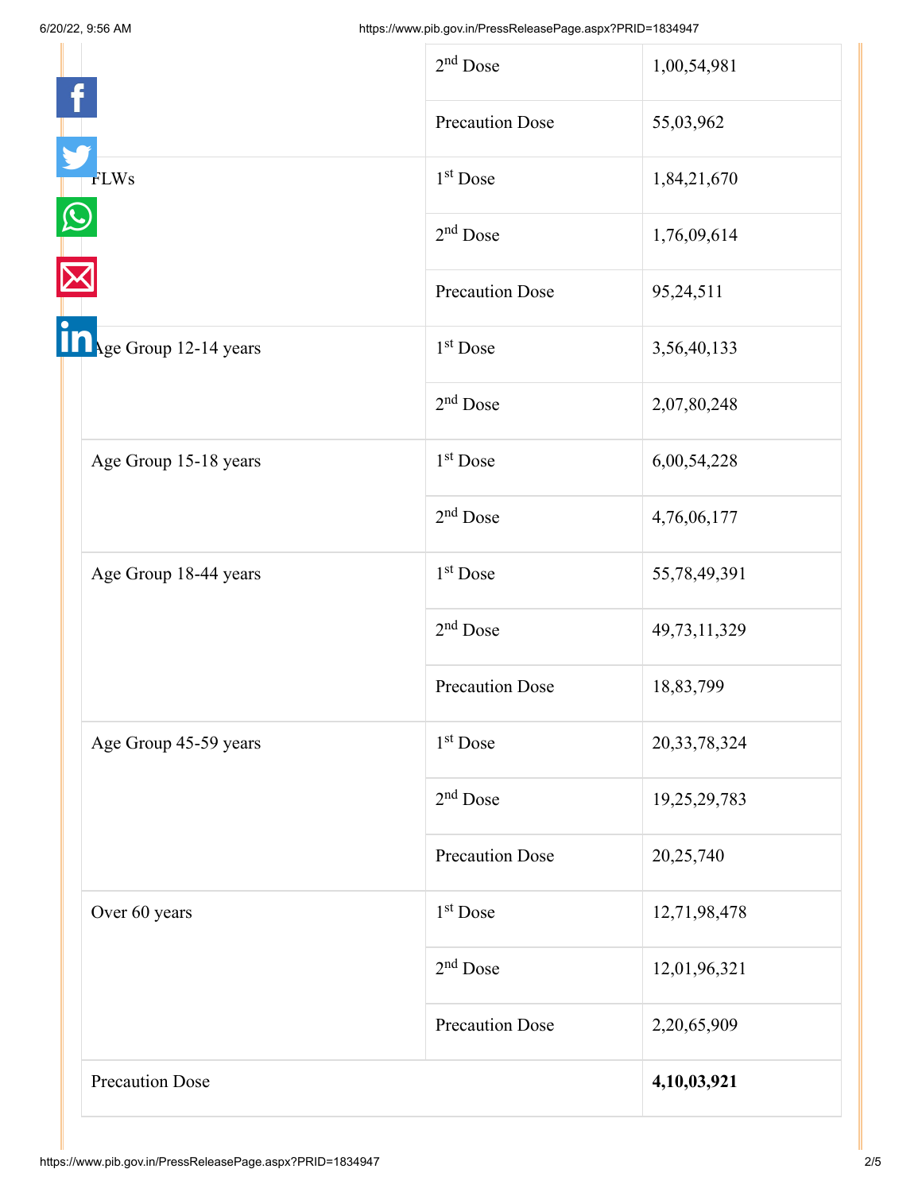| | | |
|---|---|---|
| | 2nd Dose | 1,00,54,981 |
| | Precaution Dose | 55,03,962 |
| FLWs | 1st Dose | 1,84,21,670 |
| | 2nd Dose | 1,76,09,614 |
| | Precaution Dose | 95,24,511 |
| Age Group 12-14 years | 1st Dose | 3,56,40,133 |
| | 2nd Dose | 2,07,80,248 |
| Age Group 15-18 years | 1st Dose | 6,00,54,228 |
| | 2nd Dose | 4,76,06,177 |
| Age Group 18-44 years | 1st Dose | 55,78,49,391 |
| | 2nd Dose | 49,73,11,329 |
| | Precaution Dose | 18,83,799 |
| Age Group 45-59 years | 1st Dose | 20,33,78,324 |
| | 2nd Dose | 19,25,29,783 |
| | Precaution Dose | 20,25,740 |
| Over 60 years | 1st Dose | 12,71,98,478 |
| | 2nd Dose | 12,01,96,321 |
| | Precaution Dose | 2,20,65,909 |
| Precaution Dose | | **4,10,03,921** |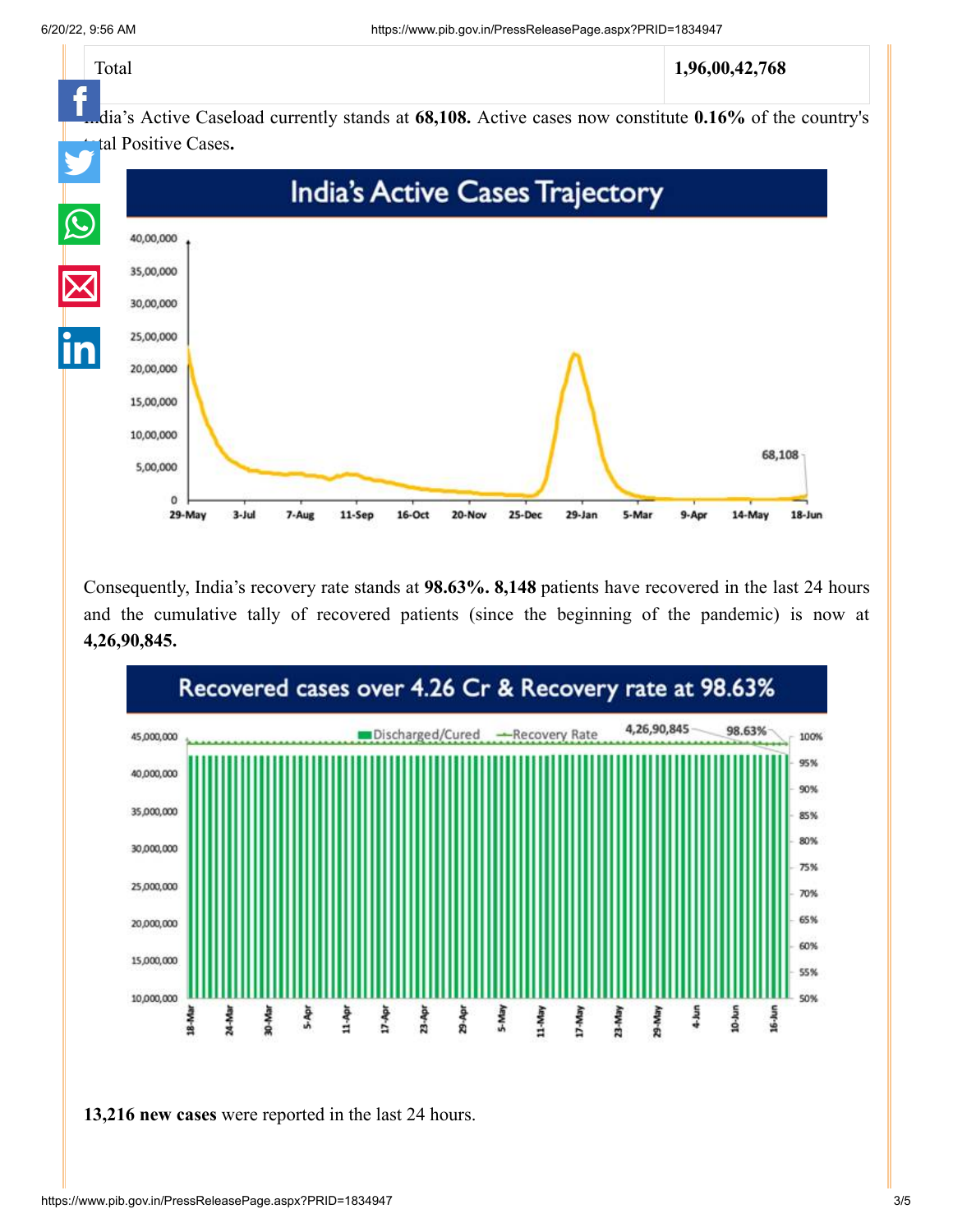| Total | 1,96,00,42,768 |
|---|---|

India's Active Caseload currently stands at **68,108.** Active cases now constitute **0.16%** of the country's total Positive Cases**.**

Consequently, India's recovery rate stands at **98.63%. 8,148** patients have recovered in the last 24 hours and the cumulative tally of recovered patients (since the beginning of the pandemic) is now at **4,26,90,845.**

**13,216 new cases** were reported in the last 24 hours.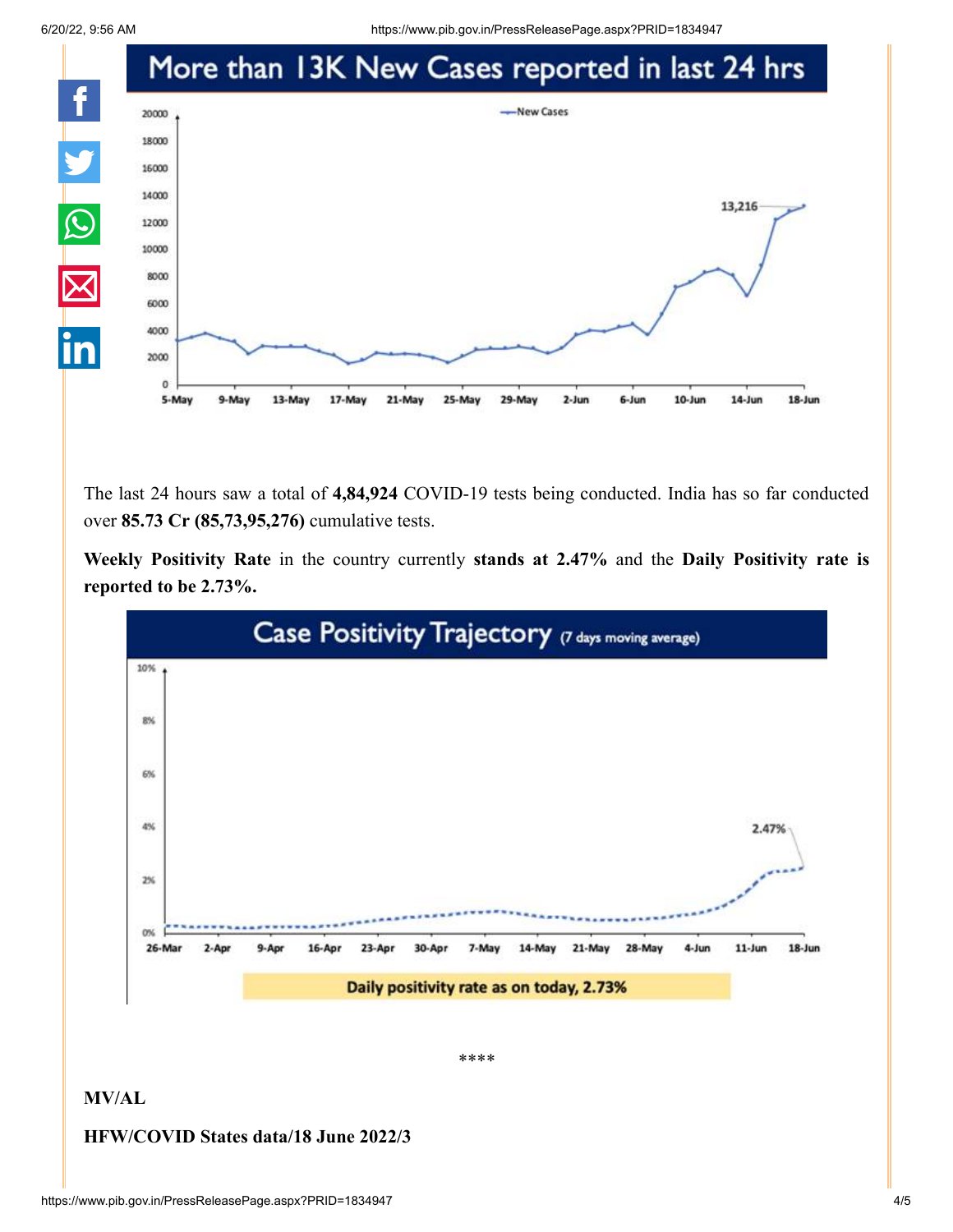## More than 13K New Cases reported in last 24 hrs

The last 24 hours saw a total of **4,84,924** COVID-19 tests being conducted. India has so far conducted over **85.73 Cr (85,73,95,276)** cumulative tests.

**Weekly Positivity Rate** in the country currently **stands at 2.47%** and the **Daily Positivity rate is reported to be 2.73%.**

## Case Positivity Trajectory (7 days moving average)

Daily positivity rate as on today, 2.73%

****

**MV/AL**

**HFW/COVID States data/18 June 2022/3**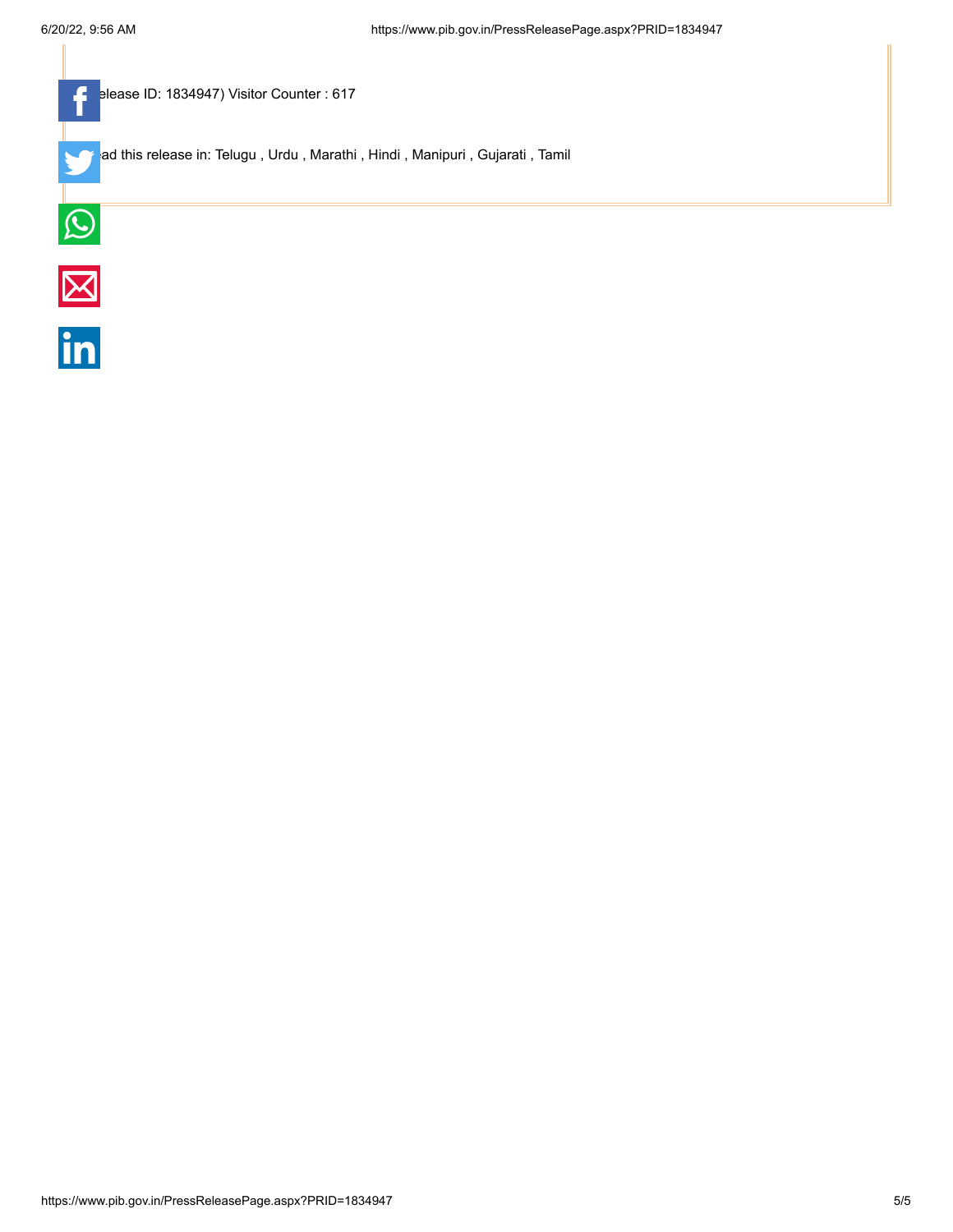(Release ID: 1834947) Visitor Counter : 617

Read this release in: Telugu , Urdu , Marathi , Hindi , Manipuri , Gujarati , Tamil